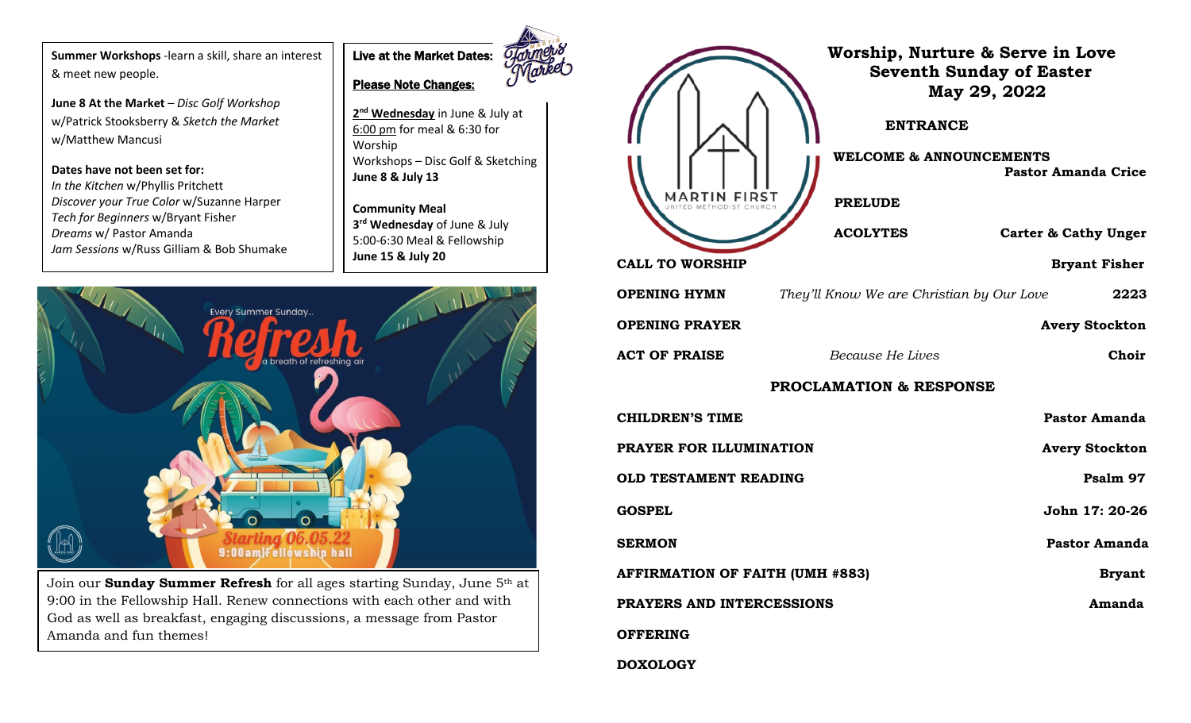**Summer Workshops** -learn a skill, share an interest & meet new people.

**June 8 At the Market** – *Disc Golf Workshop* w/Patrick Stooksberry & *Sketch the Market* w/Matthew Mancusi

**Dates have not been set for:**
*In the Kitchen* w/Phyllis Pritchett
*Discover your True Color* w/Suzanne Harper
*Tech for Beginners* w/Bryant Fisher
*Dreams* w/ Pastor Amanda
*Jam Sessions* w/Russ Gilliam & Bob Shumake

**Live at the Market Dates:**

**Please Note Changes:**

**2nd Wednesday** in June & July at 6:00 pm for meal & 6:30 for Worship
Workshops – Disc Golf & Sketching
**June 8 & July 13**

**Community Meal**
**3rd Wednesday** of June & July
5:00-6:30 Meal & Fellowship
**June 15 & July 20**

Every Summer Sunday...
Refresh
a breath of refreshing air
Starting 06.05.22
9:00am|Fellowship hall

Join our **Sunday Summer Refresh** for all ages starting Sunday, June 5th at 9:00 in the Fellowship Hall. Renew connections with each other and with God as well as breakfast, engaging discussions, a message from Pastor Amanda and fun themes!

MARTIN FIRST
UNITED METHODIST CHURCH

# Worship, Nurture & Serve in Love
## Seventh Sunday of Easter
## May 29, 2022

**ENTRANCE**

**WELCOME & ANNOUNCEMENTS** — **Pastor Amanda Crice**

**PRELUDE**

**ACOLYTES** — **Carter & Cathy Unger**

**CALL TO WORSHIP** — **Bryant Fisher**

**OPENING HYMN** — *They'll Know We are Christian by Our Love* — **2223**

**OPENING PRAYER** — **Avery Stockton**

**ACT OF PRAISE** — *Because He Lives* — **Choir**

**PROCLAMATION & RESPONSE**

**CHILDREN'S TIME** — **Pastor Amanda**

**PRAYER FOR ILLUMINATION** — **Avery Stockton**

**OLD TESTAMENT READING** — **Psalm 97**

**GOSPEL** — **John 17: 20-26**

**SERMON** — **Pastor Amanda**

**AFFIRMATION OF FAITH (UMH #883)** — **Bryant**

**PRAYERS AND INTERCESSIONS** — **Amanda**

**OFFERING**

**DOXOLOGY**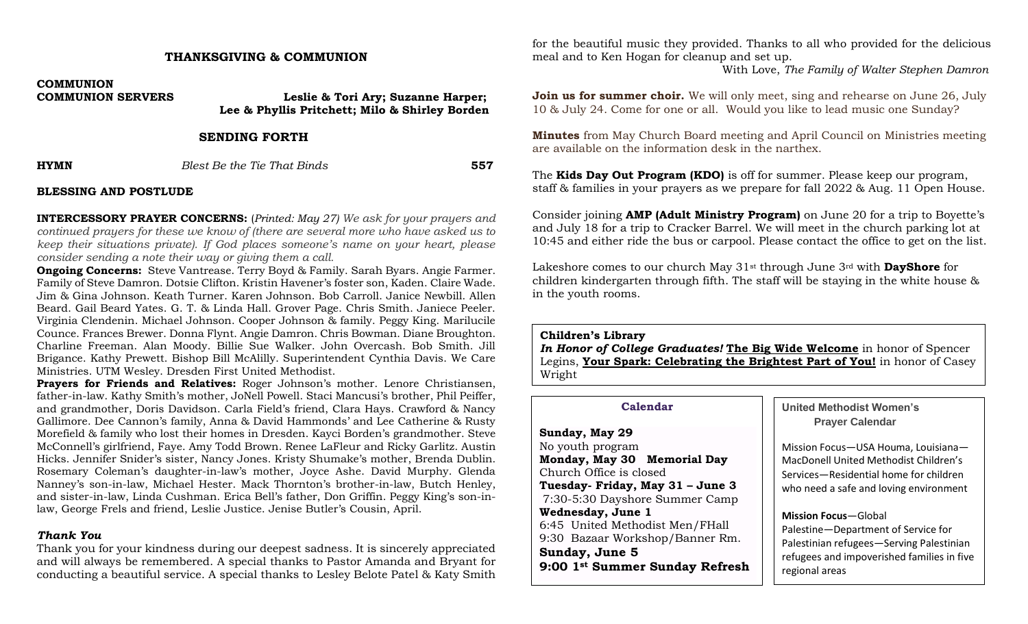## THANKSGIVING & COMMUNION

**COMMUNION**

**COMMUNION SERVERS** **Leslie & Tori Ary; Suzanne Harper; Lee & Phyllis Pritchett; Milo & Shirley Borden**

## SENDING FORTH

**HYMN** *Blest Be the Tie That Binds* **557**

**BLESSING AND POSTLUDE**

**INTERCESSORY PRAYER CONCERNS:** (*Printed: May 27) We ask for your prayers and continued prayers for these we know of (there are several more who have asked us to keep their situations private). If God places someone's name on your heart, please consider sending a note their way or giving them a call.*

**Ongoing Concerns:** Steve Vantrease. Terry Boyd & Family. Sarah Byars. Angie Farmer. Family of Steve Damron. Dotsie Clifton. Kristin Havener's foster son, Kaden. Claire Wade. Jim & Gina Johnson. Keath Turner. Karen Johnson. Bob Carroll. Janice Newbill. Allen Beard. Gail Beard Yates. G. T. & Linda Hall. Grover Page. Chris Smith. Janiece Peeler. Virginia Clendenin. Michael Johnson. Cooper Johnson & family. Peggy King. Marilucile Counce. Frances Brewer. Donna Flynt. Angie Damron. Chris Bowman. Diane Broughton. Charline Freeman. Alan Moody. Billie Sue Walker. John Overcash. Bob Smith. Jill Brigance. Kathy Prewett. Bishop Bill McAlilly. Superintendent Cynthia Davis. We Care Ministries. UTM Wesley. Dresden First United Methodist.

**Prayers for Friends and Relatives:** Roger Johnson's mother. Lenore Christiansen, father-in-law. Kathy Smith's mother, JoNell Powell. Staci Mancusi's brother, Phil Peiffer, and grandmother, Doris Davidson. Carla Field's friend, Clara Hays. Crawford & Nancy Gallimore. Dee Cannon's family, Anna & David Hammonds' and Lee Catherine & Rusty Morefield & family who lost their homes in Dresden. Kayci Borden's grandmother. Steve McConnell's girlfriend, Faye. Amy Todd Brown. Renee LaFleur and Ricky Garlitz. Austin Hicks. Jennifer Snider's sister, Nancy Jones. Kristy Shumake's mother, Brenda Dublin. Rosemary Coleman's daughter-in-law's mother, Joyce Ashe. David Murphy. Glenda Nanney's son-in-law, Michael Hester. Mack Thornton's brother-in-law, Butch Henley, and sister-in-law, Linda Cushman. Erica Bell's father, Don Griffin. Peggy King's son-in-law, George Frels and friend, Leslie Justice. Jenise Butler's Cousin, April.

### *Thank You*

Thank you for your kindness during our deepest sadness. It is sincerely appreciated and will always be remembered. A special thanks to Pastor Amanda and Bryant for conducting a beautiful service. A special thanks to Lesley Belote Patel & Katy Smith for the beautiful music they provided. Thanks to all who provided for the delicious meal and to Ken Hogan for cleanup and set up.

With Love, *The Family of Walter Stephen Damron*

**Join us for summer choir.** We will only meet, sing and rehearse on June 26, July 10 & July 24. Come for one or all. Would you like to lead music one Sunday?

**Minutes** from May Church Board meeting and April Council on Ministries meeting are available on the information desk in the narthex.

The **Kids Day Out Program (KDO)** is off for summer. Please keep our program, staff & families in your prayers as we prepare for fall 2022 & Aug. 11 Open House.

Consider joining **AMP (Adult Ministry Program)** on June 20 for a trip to Boyette's and July 18 for a trip to Cracker Barrel. We will meet in the church parking lot at 10:45 and either ride the bus or carpool. Please contact the office to get on the list.

Lakeshore comes to our church May 31st through June 3rd with **DayShore** for children kindergarten through fifth. The staff will be staying in the white house & in the youth rooms.

**Children's Library**
***In Honor of College Graduates!*** **The Big Wide Welcome** in honor of Spencer Legins, **Your Spark: Celebrating the Brightest Part of You!** in honor of Casey Wright

**Calendar**

**Sunday, May 29**
No youth program
**Monday, May 30 Memorial Day**
Church Office is closed
**Tuesday- Friday, May 31 – June 3**
7:30-5:30 Dayshore Summer Camp
**Wednesday, June 1**
6:45 United Methodist Men/FHall
9:30 Bazaar Workshop/Banner Rm.
**Sunday, June 5**
**9:00 1st Summer Sunday Refresh**

**United Methodist Women's Prayer Calendar**

Mission Focus—USA Houma, Louisiana—MacDonell United Methodist Children's Services—Residential home for children who need a safe and loving environment

**Mission Focus**—Global Palestine—Department of Service for Palestinian refugees—Serving Palestinian refugees and impoverished families in five regional areas